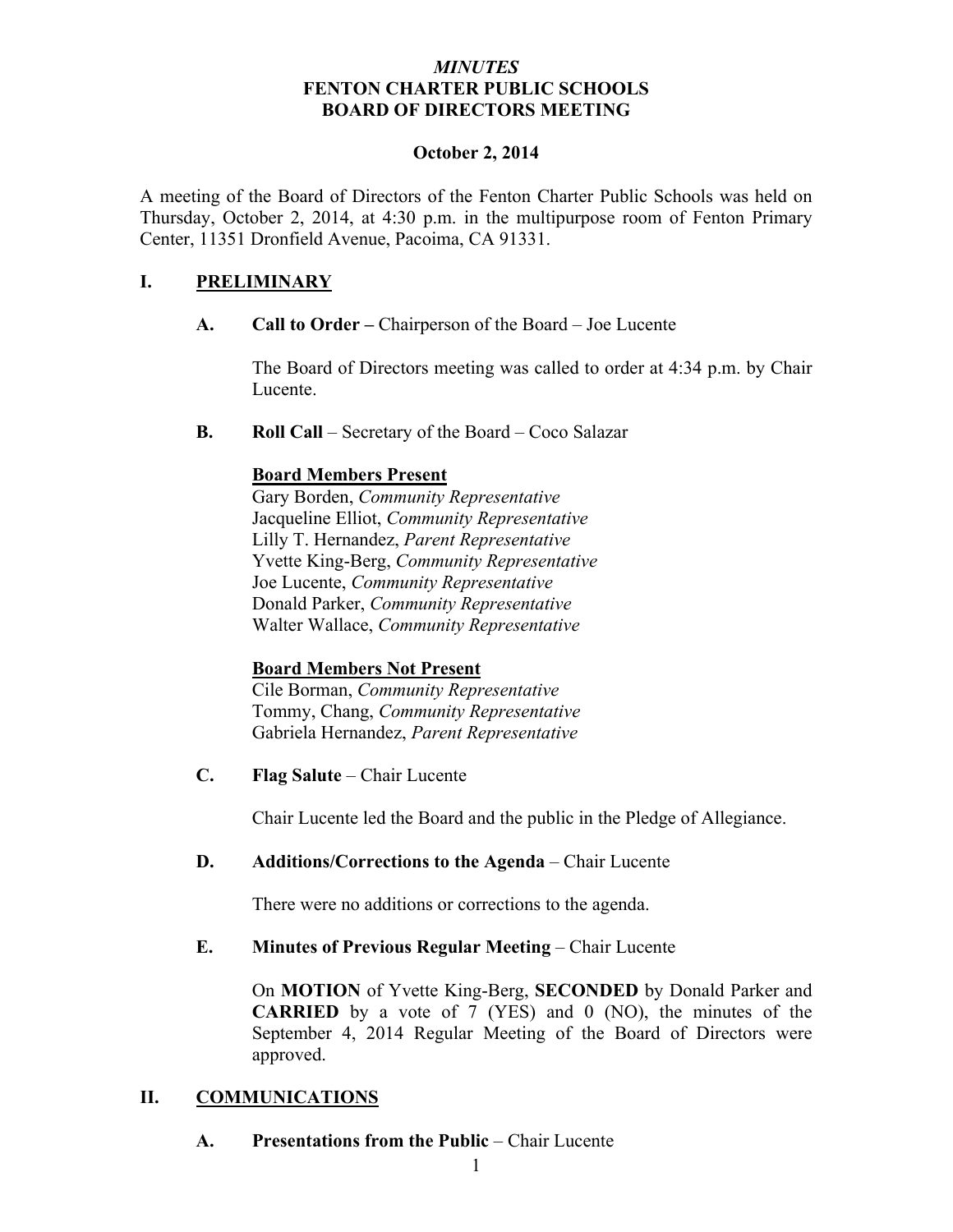***MINUTES***
**FENTON CHARTER PUBLIC SCHOOLS**
**BOARD OF DIRECTORS MEETING**

**October 2, 2014**

A meeting of the Board of Directors of the Fenton Charter Public Schools was held on Thursday, October 2, 2014, at 4:30 p.m. in the multipurpose room of Fenton Primary Center, 11351 Dronfield Avenue, Pacoima, CA 91331.

## I. PRELIMINARY

**A. Call to Order –** Chairperson of the Board – Joe Lucente

The Board of Directors meeting was called to order at 4:34 p.m. by Chair Lucente.

**B. Roll Call** – Secretary of the Board – Coco Salazar

**Board Members Present**
Gary Borden, *Community Representative*
Jacqueline Elliot, *Community Representative*
Lilly T. Hernandez, *Parent Representative*
Yvette King-Berg, *Community Representative*
Joe Lucente, *Community Representative*
Donald Parker, *Community Representative*
Walter Wallace, *Community Representative*

**Board Members Not Present**
Cile Borman, *Community Representative*
Tommy, Chang, *Community Representative*
Gabriela Hernandez, *Parent Representative*

**C. Flag Salute** – Chair Lucente

Chair Lucente led the Board and the public in the Pledge of Allegiance.

**D. Additions/Corrections to the Agenda** – Chair Lucente

There were no additions or corrections to the agenda.

**E. Minutes of Previous Regular Meeting** – Chair Lucente

On **MOTION** of Yvette King-Berg, **SECONDED** by Donald Parker and **CARRIED** by a vote of 7 (YES) and 0 (NO), the minutes of the September 4, 2014 Regular Meeting of the Board of Directors were approved.

## II. COMMUNICATIONS

**A. Presentations from the Public** – Chair Lucente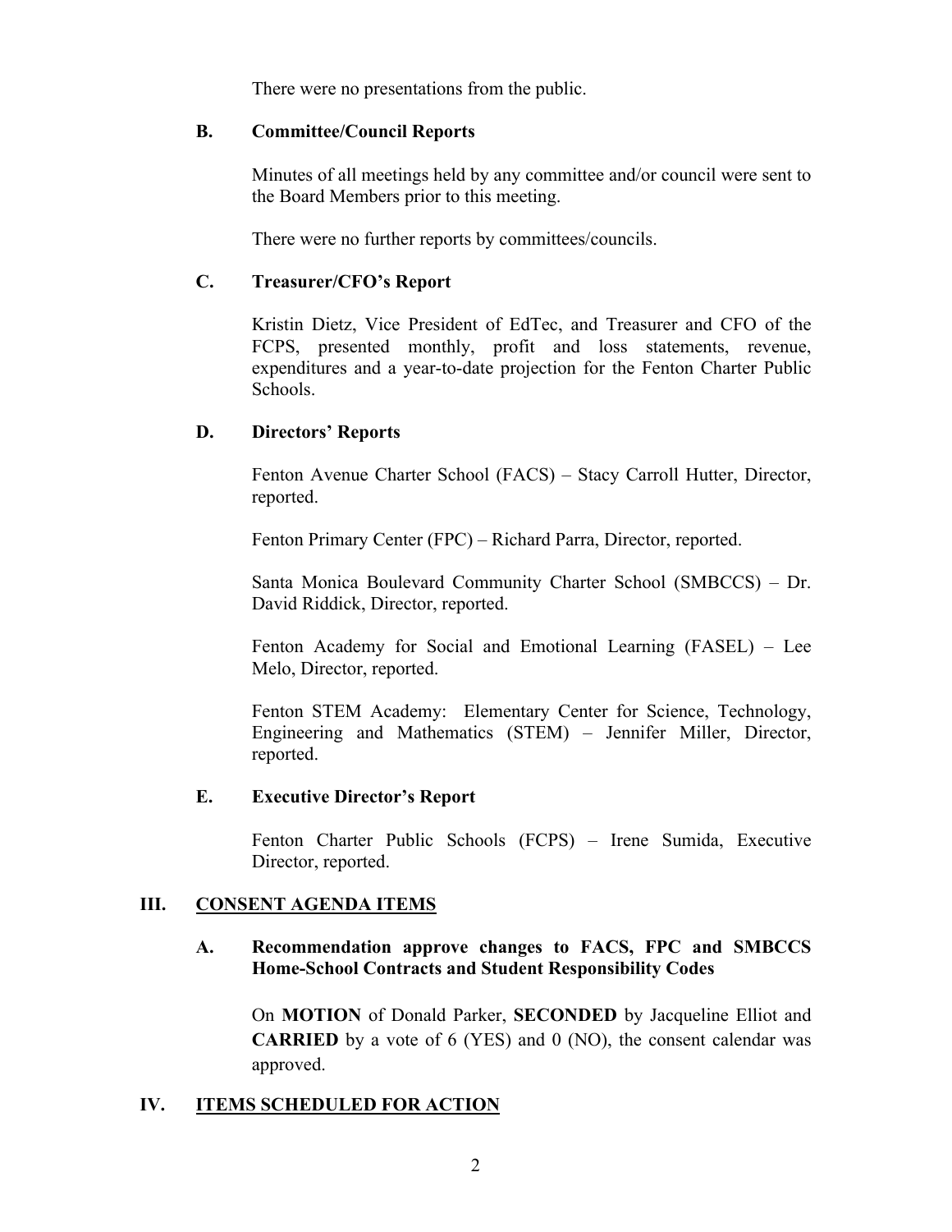There were no presentations from the public.

### B. Committee/Council Reports

Minutes of all meetings held by any committee and/or council were sent to the Board Members prior to this meeting.

There were no further reports by committees/councils.

### C. Treasurer/CFO's Report

Kristin Dietz, Vice President of EdTec, and Treasurer and CFO of the FCPS, presented monthly, profit and loss statements, revenue, expenditures and a year-to-date projection for the Fenton Charter Public Schools.

### D. Directors' Reports

Fenton Avenue Charter School (FACS) – Stacy Carroll Hutter, Director, reported.

Fenton Primary Center (FPC) – Richard Parra, Director, reported.

Santa Monica Boulevard Community Charter School (SMBCCS) – Dr. David Riddick, Director, reported.

Fenton Academy for Social and Emotional Learning (FASEL) – Lee Melo, Director, reported.

Fenton STEM Academy: Elementary Center for Science, Technology, Engineering and Mathematics (STEM) – Jennifer Miller, Director, reported.

### E. Executive Director's Report

Fenton Charter Public Schools (FCPS) – Irene Sumida, Executive Director, reported.

## III. <u>CONSENT AGENDA ITEMS</u>

### A. Recommendation approve changes to FACS, FPC and SMBCCS Home-School Contracts and Student Responsibility Codes

On **MOTION** of Donald Parker, **SECONDED** by Jacqueline Elliot and **CARRIED** by a vote of 6 (YES) and 0 (NO), the consent calendar was approved.

## IV. <u>ITEMS SCHEDULED FOR ACTION</u>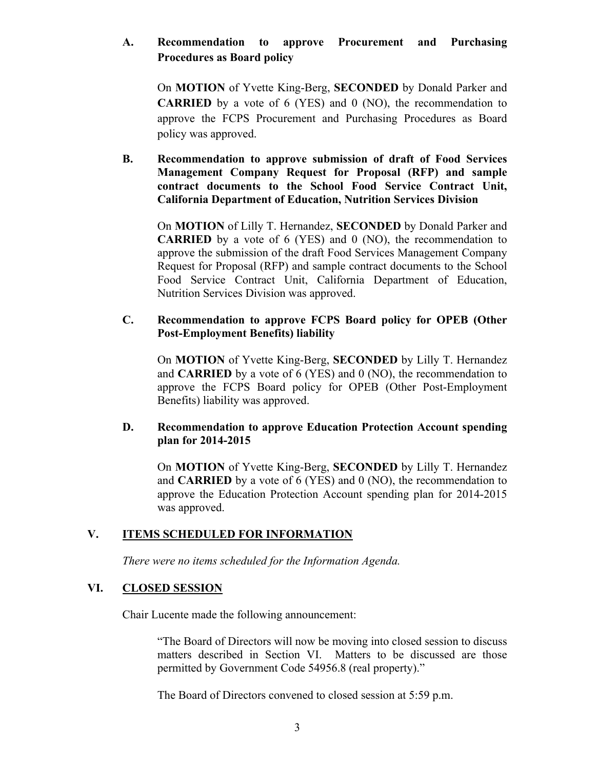**A. Recommendation to approve Procurement and Purchasing Procedures as Board policy**

On **MOTION** of Yvette King-Berg, **SECONDED** by Donald Parker and **CARRIED** by a vote of 6 (YES) and 0 (NO), the recommendation to approve the FCPS Procurement and Purchasing Procedures as Board policy was approved.

**B. Recommendation to approve submission of draft of Food Services Management Company Request for Proposal (RFP) and sample contract documents to the School Food Service Contract Unit, California Department of Education, Nutrition Services Division**

On **MOTION** of Lilly T. Hernandez, **SECONDED** by Donald Parker and **CARRIED** by a vote of 6 (YES) and 0 (NO), the recommendation to approve the submission of the draft Food Services Management Company Request for Proposal (RFP) and sample contract documents to the School Food Service Contract Unit, California Department of Education, Nutrition Services Division was approved.

**C. Recommendation to approve FCPS Board policy for OPEB (Other Post-Employment Benefits) liability**

On **MOTION** of Yvette King-Berg, **SECONDED** by Lilly T. Hernandez and **CARRIED** by a vote of 6 (YES) and 0 (NO), the recommendation to approve the FCPS Board policy for OPEB (Other Post-Employment Benefits) liability was approved.

**D. Recommendation to approve Education Protection Account spending plan for 2014-2015**

On **MOTION** of Yvette King-Berg, **SECONDED** by Lilly T. Hernandez and **CARRIED** by a vote of 6 (YES) and 0 (NO), the recommendation to approve the Education Protection Account spending plan for 2014-2015 was approved.

## V. ITEMS SCHEDULED FOR INFORMATION

*There were no items scheduled for the Information Agenda.*

## VI. CLOSED SESSION

Chair Lucente made the following announcement:

> "The Board of Directors will now be moving into closed session to discuss matters described in Section VI. Matters to be discussed are those permitted by Government Code 54956.8 (real property)."

The Board of Directors convened to closed session at 5:59 p.m.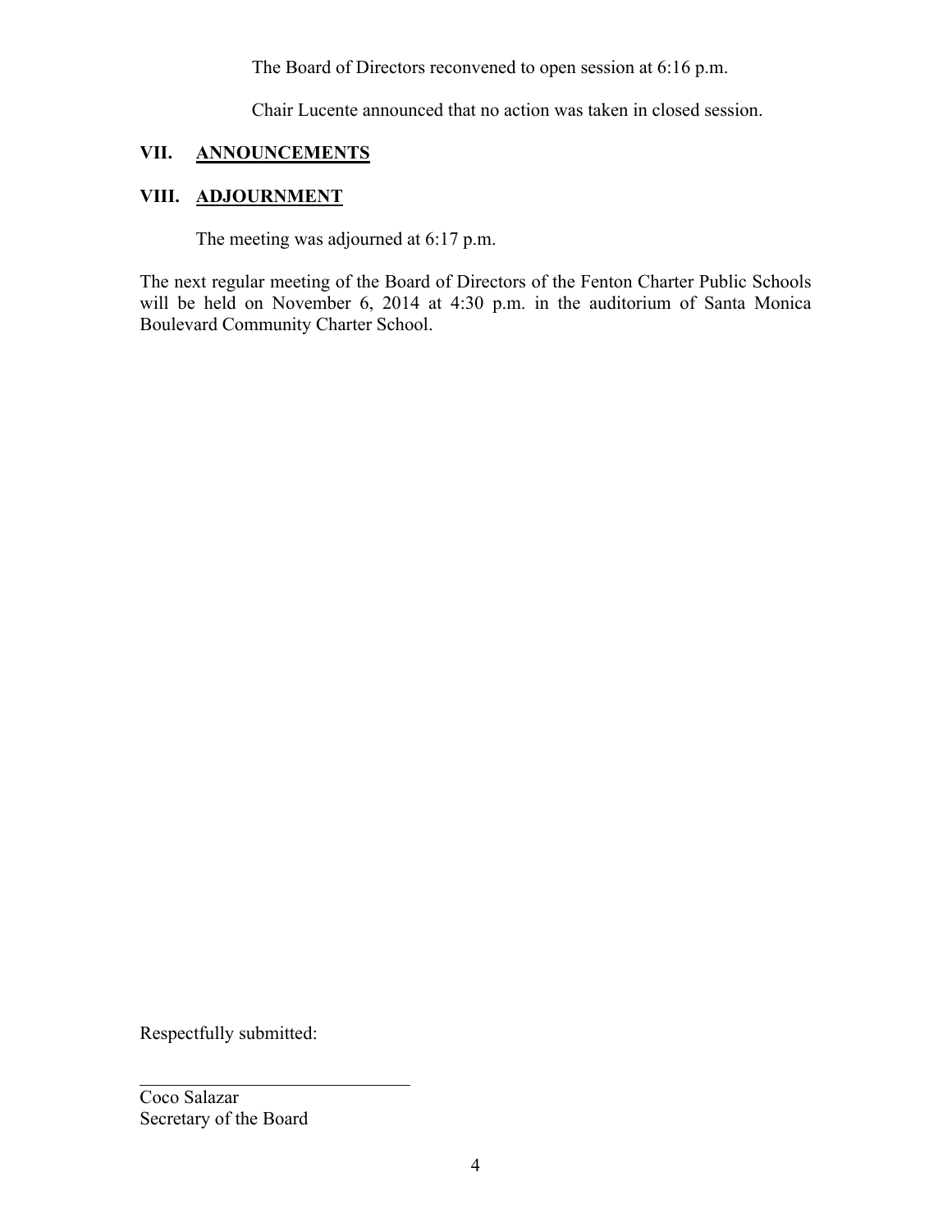The Board of Directors reconvened to open session at 6:16 p.m.

Chair Lucente announced that no action was taken in closed session.

## VII. <u>ANNOUNCEMENTS</u>

## VIII. <u>ADJOURNMENT</u>

The meeting was adjourned at 6:17 p.m.

The next regular meeting of the Board of Directors of the Fenton Charter Public Schools will be held on November 6, 2014 at 4:30 p.m. in the auditorium of Santa Monica Boulevard Community Charter School.

Respectfully submitted:

______________________________

Coco Salazar  
Secretary of the Board